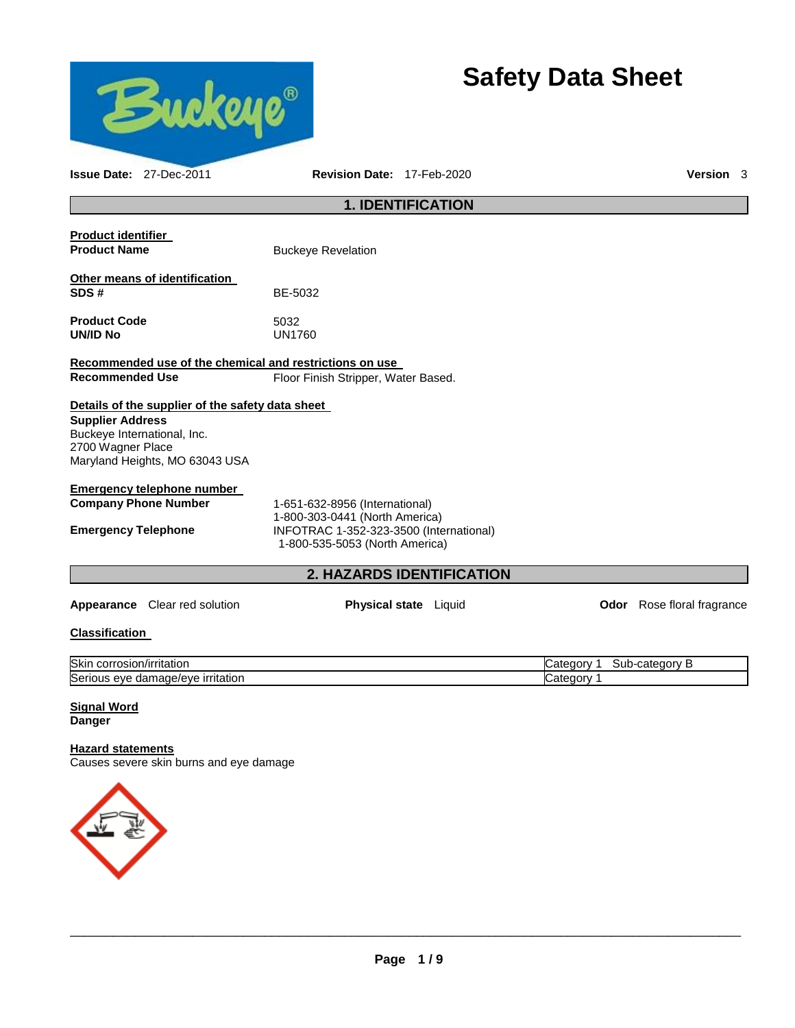# Safety Data Sheet

**Issue Date:** 27-Dec-2011 **Revision Date:** 17-Feb-2020 **Version** 3

## 1. IDENTIFICATION

**Product identifier**

**Product Name** Buckeye Revelation

**Other means of identification**

**SDS #** BE-5032

**Product Code** 5032

**UN/ID No** UN1760

**Recommended use of the chemical and restrictions on use**

**Recommended Use** Floor Finish Stripper, Water Based.

**Details of the supplier of the safety data sheet**

**Supplier Address**
Buckeye International, Inc.
2700 Wagner Place
Maryland Heights, MO 63043 USA

**Emergency telephone number**

**Company Phone Number** 1-651-632-8956 (International)
1-800-303-0441 (North America)

**Emergency Telephone** INFOTRAC 1-352-323-3500 (International)
1-800-535-5053 (North America)

## 2. HAZARDS IDENTIFICATION

**Appearance** Clear red solution **Physical state** Liquid **Odor** Rose floral fragrance

**Classification**

| | |
|---|---|
| Skin corrosion/irritation | Category 1 Sub-category B |
| Serious eye damage/eye irritation | Category 1 |

**Signal Word**
**Danger**

**Hazard statements**
Causes severe skin burns and eye damage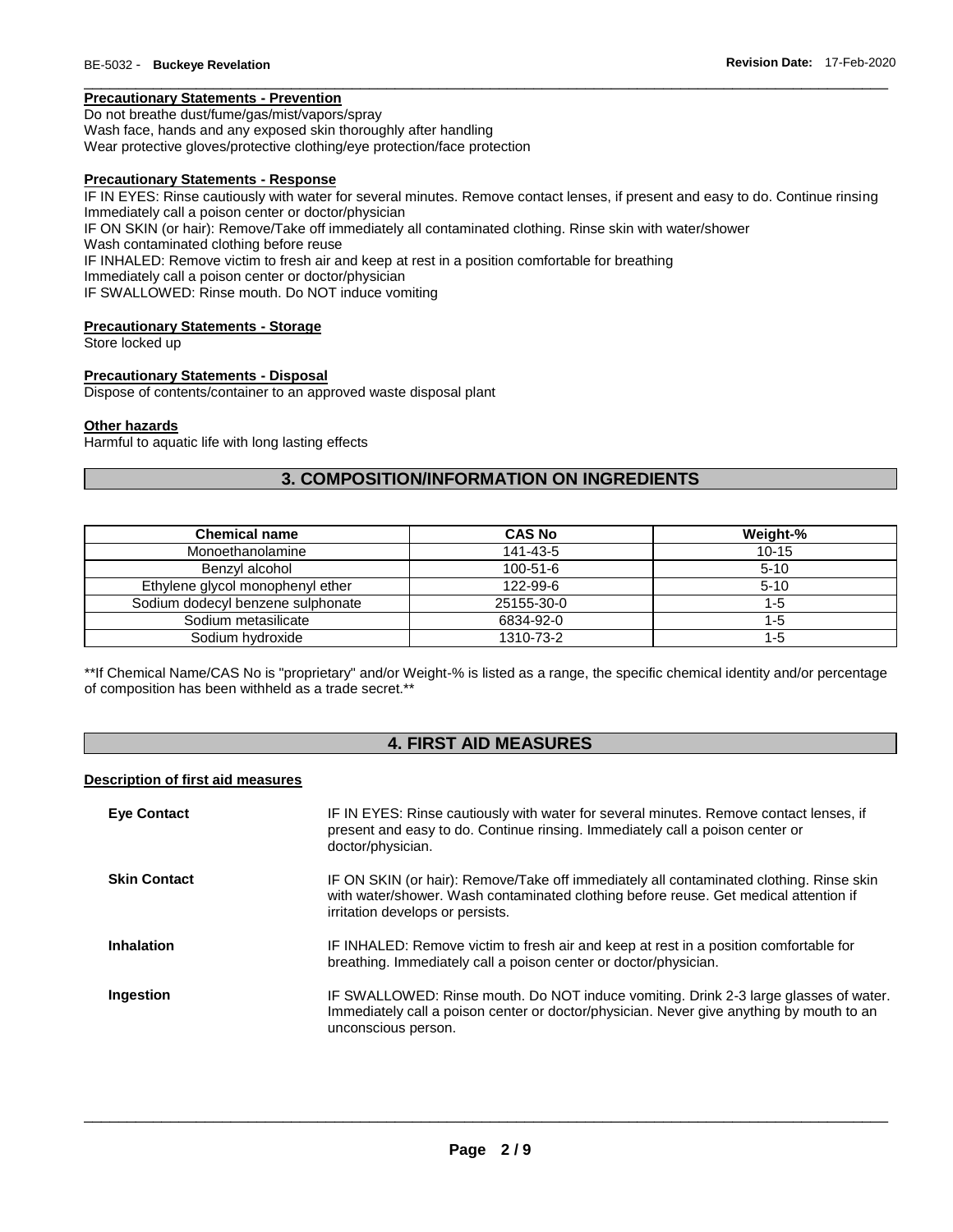**Precautionary Statements - Prevention**

Do not breathe dust/fume/gas/mist/vapors/spray
Wash face, hands and any exposed skin thoroughly after handling
Wear protective gloves/protective clothing/eye protection/face protection

**Precautionary Statements - Response**

IF IN EYES: Rinse cautiously with water for several minutes. Remove contact lenses, if present and easy to do. Continue rinsing
Immediately call a poison center or doctor/physician
IF ON SKIN (or hair): Remove/Take off immediately all contaminated clothing. Rinse skin with water/shower
Wash contaminated clothing before reuse
IF INHALED: Remove victim to fresh air and keep at rest in a position comfortable for breathing
Immediately call a poison center or doctor/physician
IF SWALLOWED: Rinse mouth. Do NOT induce vomiting

**Precautionary Statements - Storage**

Store locked up

**Precautionary Statements - Disposal**

Dispose of contents/container to an approved waste disposal plant

**Other hazards**

Harmful to aquatic life with long lasting effects

## 3. COMPOSITION/INFORMATION ON INGREDIENTS

| Chemical name | CAS No | Weight-% |
|---|---|---|
| Monoethanolamine | 141-43-5 | 10-15 |
| Benzyl alcohol | 100-51-6 | 5-10 |
| Ethylene glycol monophenyl ether | 122-99-6 | 5-10 |
| Sodium dodecyl benzene sulphonate | 25155-30-0 | 1-5 |
| Sodium metasilicate | 6834-92-0 | 1-5 |
| Sodium hydroxide | 1310-73-2 | 1-5 |

**If Chemical Name/CAS No is "proprietary" and/or Weight-% is listed as a range, the specific chemical identity and/or percentage of composition has been withheld as a trade secret.**

## 4. FIRST AID MEASURES

**Description of first aid measures**

**Eye Contact**
IF IN EYES: Rinse cautiously with water for several minutes. Remove contact lenses, if present and easy to do. Continue rinsing. Immediately call a poison center or doctor/physician.

**Skin Contact**
IF ON SKIN (or hair): Remove/Take off immediately all contaminated clothing. Rinse skin with water/shower. Wash contaminated clothing before reuse. Get medical attention if irritation develops or persists.

**Inhalation**
IF INHALED: Remove victim to fresh air and keep at rest in a position comfortable for breathing. Immediately call a poison center or doctor/physician.

**Ingestion**
IF SWALLOWED: Rinse mouth. Do NOT induce vomiting. Drink 2-3 large glasses of water. Immediately call a poison center or doctor/physician. Never give anything by mouth to an unconscious person.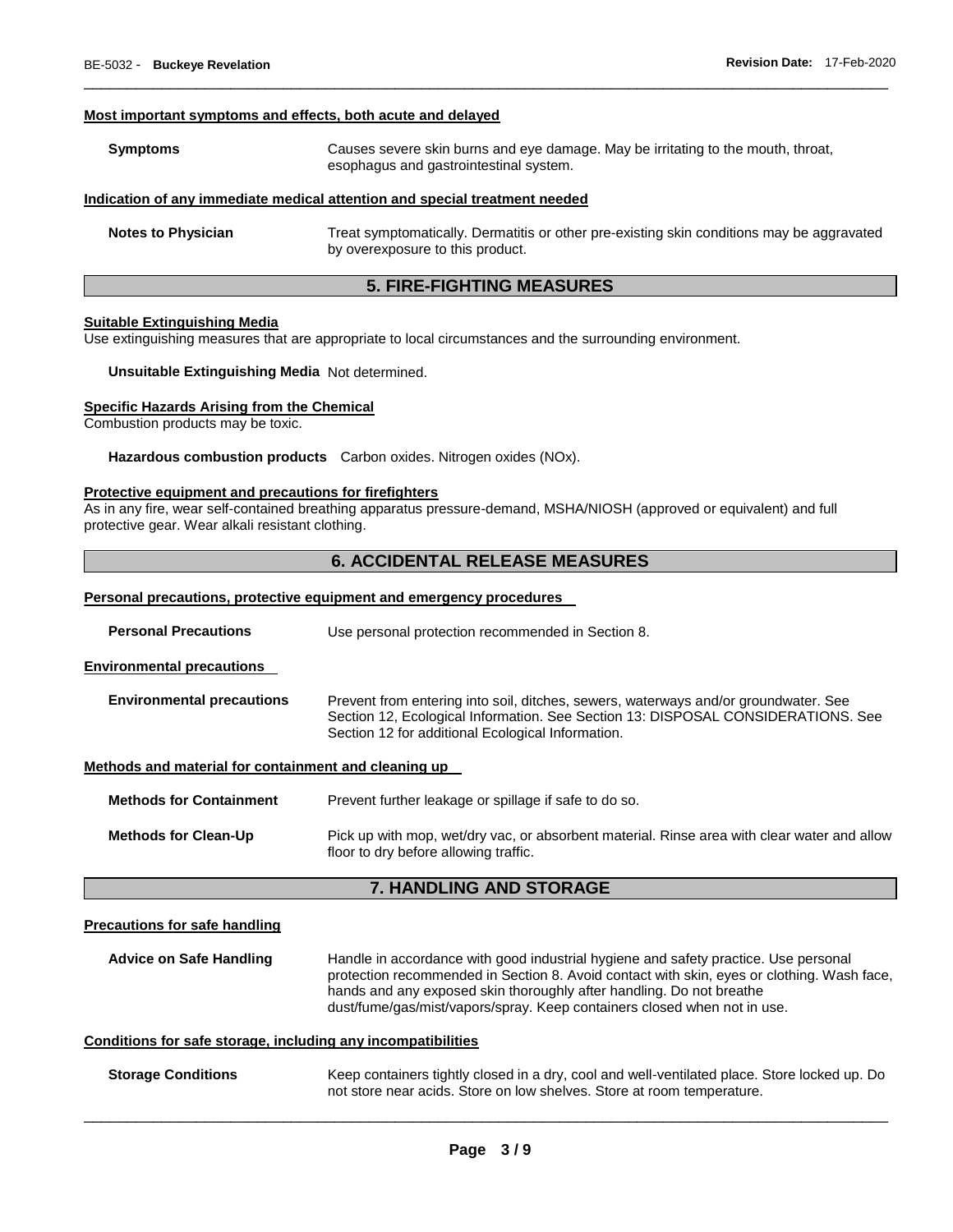#### Most important symptoms and effects, both acute and delayed

**Symptoms** Causes severe skin burns and eye damage. May be irritating to the mouth, throat, esophagus and gastrointestinal system.

#### Indication of any immediate medical attention and special treatment needed

**Notes to Physician** Treat symptomatically. Dermatitis or other pre-existing skin conditions may be aggravated by overexposure to this product.

## 5. FIRE-FIGHTING MEASURES

#### Suitable Extinguishing Media

Use extinguishing measures that are appropriate to local circumstances and the surrounding environment.

**Unsuitable Extinguishing Media** Not determined.

#### Specific Hazards Arising from the Chemical

Combustion products may be toxic.

**Hazardous combustion products** Carbon oxides. Nitrogen oxides (NOx).

#### Protective equipment and precautions for firefighters

As in any fire, wear self-contained breathing apparatus pressure-demand, MSHA/NIOSH (approved or equivalent) and full protective gear. Wear alkali resistant clothing.

## 6. ACCIDENTAL RELEASE MEASURES

#### Personal precautions, protective equipment and emergency procedures

**Personal Precautions** Use personal protection recommended in Section 8.

#### Environmental precautions

**Environmental precautions** Prevent from entering into soil, ditches, sewers, waterways and/or groundwater. See Section 12, Ecological Information. See Section 13: DISPOSAL CONSIDERATIONS. See Section 12 for additional Ecological Information.

#### Methods and material for containment and cleaning up

**Methods for Containment** Prevent further leakage or spillage if safe to do so.

**Methods for Clean-Up** Pick up with mop, wet/dry vac, or absorbent material. Rinse area with clear water and allow floor to dry before allowing traffic.

## 7. HANDLING AND STORAGE

#### Precautions for safe handling

**Advice on Safe Handling** Handle in accordance with good industrial hygiene and safety practice. Use personal protection recommended in Section 8. Avoid contact with skin, eyes or clothing. Wash face, hands and any exposed skin thoroughly after handling. Do not breathe dust/fume/gas/mist/vapors/spray. Keep containers closed when not in use.

#### Conditions for safe storage, including any incompatibilities

**Storage Conditions** Keep containers tightly closed in a dry, cool and well-ventilated place. Store locked up. Do not store near acids. Store on low shelves. Store at room temperature.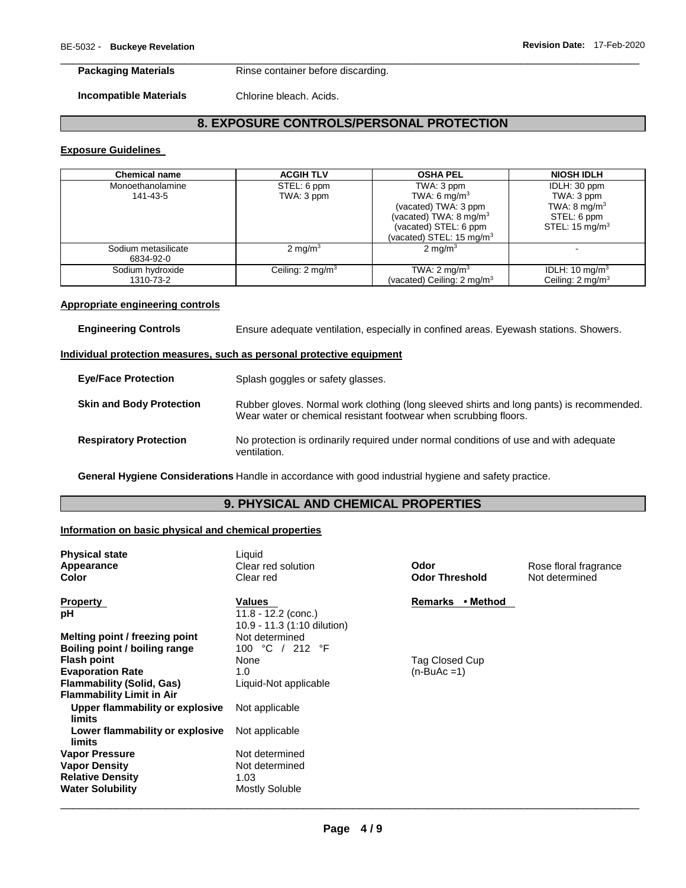**Packaging Materials** Rinse container before discarding.

**Incompatible Materials** Chlorine bleach. Acids.

## 8. EXPOSURE CONTROLS/PERSONAL PROTECTION

### Exposure Guidelines

| Chemical name | ACGIH TLV | OSHA PEL | NIOSH IDLH |
|---|---|---|---|
| Monoethanolamine 141-43-5 | STEL: 6 ppm TWA: 3 ppm | TWA: 3 ppm TWA: 6 mg/m$^3$ (vacated) TWA: 3 ppm (vacated) TWA: 8 mg/m$^3$ (vacated) STEL: 6 ppm (vacated) STEL: 15 mg/m$^3$ | IDLH: 30 ppm TWA: 3 ppm TWA: 8 mg/m$^3$ STEL: 6 ppm STEL: 15 mg/m$^3$ |
| Sodium metasilicate 6834-92-0 | 2 mg/m$^3$ | 2 mg/m$^3$ | - |
| Sodium hydroxide 1310-73-2 | Ceiling: 2 mg/m$^3$ | TWA: 2 mg/m$^3$ (vacated) Ceiling: 2 mg/m$^3$ | IDLH: 10 mg/m$^3$ Ceiling: 2 mg/m$^3$ |

### Appropriate engineering controls

**Engineering Controls** Ensure adequate ventilation, especially in confined areas. Eyewash stations. Showers.

### Individual protection measures, such as personal protective equipment

**Eye/Face Protection** Splash goggles or safety glasses.

**Skin and Body Protection** Rubber gloves. Normal work clothing (long sleeved shirts and long pants) is recommended. Wear water or chemical resistant footwear when scrubbing floors.

**Respiratory Protection** No protection is ordinarily required under normal conditions of use and with adequate ventilation.

**General Hygiene Considerations** Handle in accordance with good industrial hygiene and safety practice.

## 9. PHYSICAL AND CHEMICAL PROPERTIES

### Information on basic physical and chemical properties

**Physical state** Liquid
**Appearance** Clear red solution
**Color** Clear red
**Odor** Rose floral fragrance
**Odor Threshold** Not determined

| Property | Values | Remarks • Method |
|---|---|---|
| **pH** | 11.8 - 12.2 (conc.) 10.9 - 11.3 (1:10 dilution) | |
| **Melting point / freezing point** | Not determined | |
| **Boiling point / boiling range** | 100 °C / 212 °F | |
| **Flash point** | None | Tag Closed Cup |
| **Evaporation Rate** | 1.0 | (n-BuAc =1) |
| **Flammability (Solid, Gas)** | Liquid-Not applicable | |
| **Flammability Limit in Air** | | |
| **Upper flammability or explosive limits** | Not applicable | |
| **Lower flammability or explosive limits** | Not applicable | |
| **Vapor Pressure** | Not determined | |
| **Vapor Density** | Not determined | |
| **Relative Density** | 1.03 | |
| **Water Solubility** | Mostly Soluble | |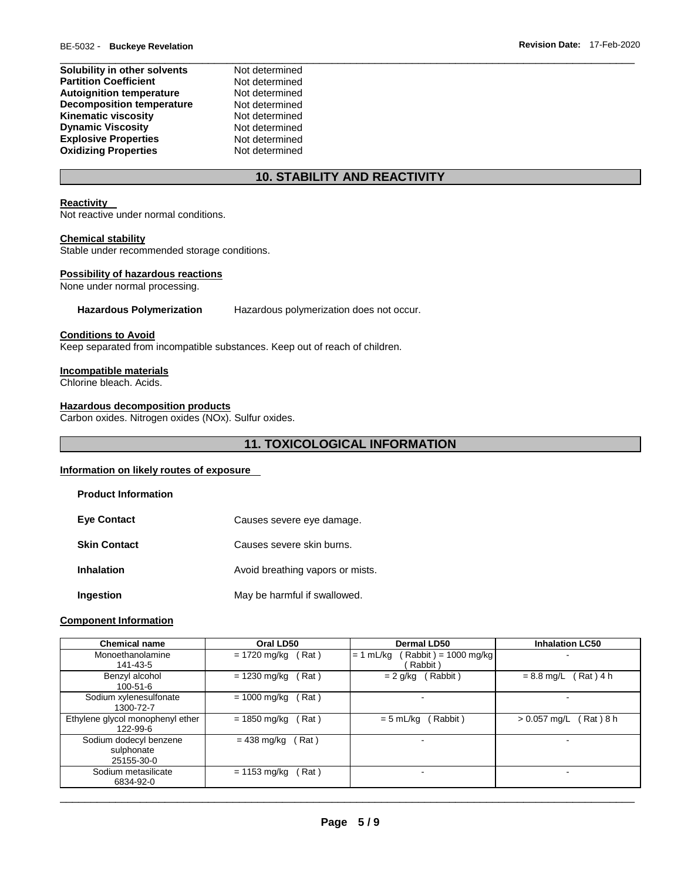| | |
|---|---|
| **Solubility in other solvents** | Not determined |
| **Partition Coefficient** | Not determined |
| **Autoignition temperature** | Not determined |
| **Decomposition temperature** | Not determined |
| **Kinematic viscosity** | Not determined |
| **Dynamic Viscosity** | Not determined |
| **Explosive Properties** | Not determined |
| **Oxidizing Properties** | Not determined |

## 10. STABILITY AND REACTIVITY

**Reactivity**
Not reactive under normal conditions.

**Chemical stability**
Stable under recommended storage conditions.

**Possibility of hazardous reactions**
None under normal processing.

**Hazardous Polymerization** Hazardous polymerization does not occur.

**Conditions to Avoid**
Keep separated from incompatible substances. Keep out of reach of children.

**Incompatible materials**
Chlorine bleach. Acids.

**Hazardous decomposition products**
Carbon oxides. Nitrogen oxides (NOx). Sulfur oxides.

## 11. TOXICOLOGICAL INFORMATION

**Information on likely routes of exposure**

**Product Information**

| | |
|---|---|
| **Eye Contact** | Causes severe eye damage. |
| **Skin Contact** | Causes severe skin burns. |
| **Inhalation** | Avoid breathing vapors or mists. |
| **Ingestion** | May be harmful if swallowed. |

**Component Information**

| Chemical name | Oral LD50 | Dermal LD50 | Inhalation LC50 |
|---|---|---|---|
| Monoethanolamine 141-43-5 | = 1720 mg/kg ( Rat ) | = 1 mL/kg ( Rabbit ) = 1000 mg/kg ( Rabbit ) | - |
| Benzyl alcohol 100-51-6 | = 1230 mg/kg ( Rat ) | = 2 g/kg ( Rabbit ) | = 8.8 mg/L ( Rat ) 4 h |
| Sodium xylenesulfonate 1300-72-7 | = 1000 mg/kg ( Rat ) | - | - |
| Ethylene glycol monophenyl ether 122-99-6 | = 1850 mg/kg ( Rat ) | = 5 mL/kg ( Rabbit ) | > 0.057 mg/L ( Rat ) 8 h |
| Sodium dodecyl benzene sulphonate 25155-30-0 | = 438 mg/kg ( Rat ) | - | - |
| Sodium metasilicate 6834-92-0 | = 1153 mg/kg ( Rat ) | - | - |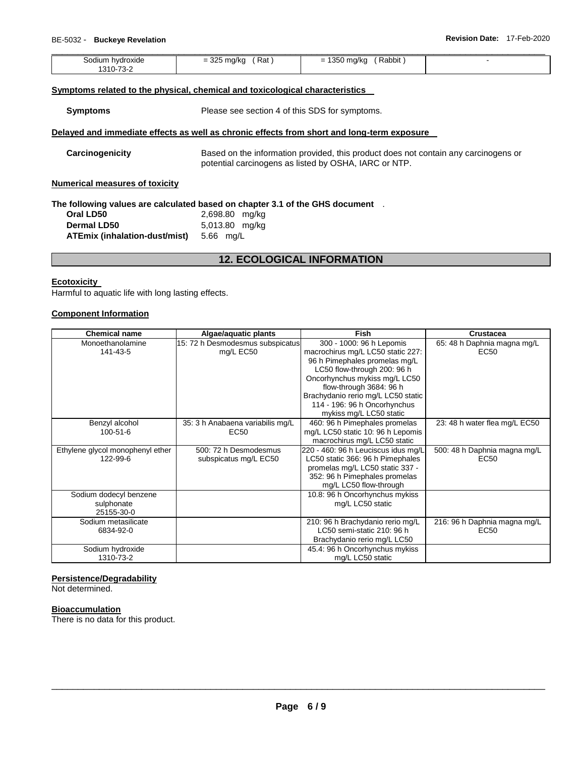| Sodium hydroxide<br>1310-73-2 | = 325 mg/kg ( Rat ) | = 1350 mg/kg ( Rabbit ) | - |
|---|---|---|---|

**Symptoms related to the physical, chemical and toxicological characteristics**

**Symptoms** Please see section 4 of this SDS for symptoms.

**Delayed and immediate effects as well as chronic effects from short and long-term exposure**

**Carcinogenicity** Based on the information provided, this product does not contain any carcinogens or potential carcinogens as listed by OSHA, IARC or NTP.

**Numerical measures of toxicity**

**The following values are calculated based on chapter 3.1 of the GHS document** .

**Oral LD50** 2,698.80 mg/kg
**Dermal LD50** 5,013.80 mg/kg
**ATEmix (inhalation-dust/mist)** 5.66 mg/L

## 12. ECOLOGICAL INFORMATION

**Ecotoxicity**

Harmful to aquatic life with long lasting effects.

**Component Information**

| Chemical name | Algae/aquatic plants | Fish | Crustacea |
|---|---|---|---|
| Monoethanolamine<br>141-43-5 | 15: 72 h Desmodesmus subspicatus mg/L EC50 | 300 - 1000: 96 h Lepomis macrochirus mg/L LC50 static 227: 96 h Pimephales promelas mg/L LC50 flow-through 200: 96 h Oncorhynchus mykiss mg/L LC50 flow-through 3684: 96 h Brachydanio rerio mg/L LC50 static 114 - 196: 96 h Oncorhynchus mykiss mg/L LC50 static | 65: 48 h Daphnia magna mg/L EC50 |
| Benzyl alcohol<br>100-51-6 | 35: 3 h Anabaena variabilis mg/L EC50 | 460: 96 h Pimephales promelas mg/L LC50 static 10: 96 h Lepomis macrochirus mg/L LC50 static | 23: 48 h water flea mg/L EC50 |
| Ethylene glycol monophenyl ether<br>122-99-6 | 500: 72 h Desmodesmus subspicatus mg/L EC50 | 220 - 460: 96 h Leuciscus idus mg/L LC50 static 366: 96 h Pimephales promelas mg/L LC50 static 337 - 352: 96 h Pimephales promelas mg/L LC50 flow-through | 500: 48 h Daphnia magna mg/L EC50 |
| Sodium dodecyl benzene sulphonate<br>25155-30-0 | | 10.8: 96 h Oncorhynchus mykiss mg/L LC50 static | |
| Sodium metasilicate<br>6834-92-0 | | 210: 96 h Brachydanio rerio mg/L LC50 semi-static 210: 96 h Brachydanio rerio mg/L LC50 | 216: 96 h Daphnia magna mg/L EC50 |
| Sodium hydroxide<br>1310-73-2 | | 45.4: 96 h Oncorhynchus mykiss mg/L LC50 static | |

**Persistence/Degradability**

Not determined.

**Bioaccumulation**

There is no data for this product.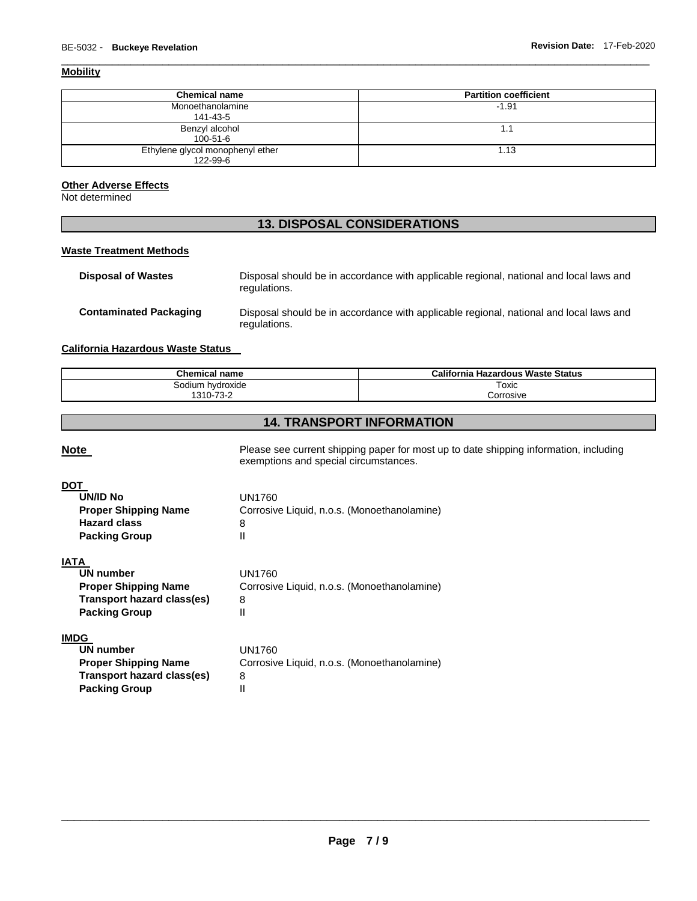**Mobility**

| Chemical name | Partition coefficient |
|---|---|
| Monoethanolamine<br>141-43-5 | -1.91 |
| Benzyl alcohol<br>100-51-6 | 1.1 |
| Ethylene glycol monophenyl ether<br>122-99-6 | 1.13 |

**Other Adverse Effects**

Not determined

## 13. DISPOSAL CONSIDERATIONS

**Waste Treatment Methods**

**Disposal of Wastes** Disposal should be in accordance with applicable regional, national and local laws and regulations.

**Contaminated Packaging** Disposal should be in accordance with applicable regional, national and local laws and regulations.

**California Hazardous Waste Status**

| Chemical name | California Hazardous Waste Status |
|---|---|
| Sodium hydroxide<br>1310-73-2 | Toxic<br>Corrosive |

## 14. TRANSPORT INFORMATION

**Note** Please see current shipping paper for most up to date shipping information, including exemptions and special circumstances.

**DOT**

**UN/ID No** UN1760
**Proper Shipping Name** Corrosive Liquid, n.o.s. (Monoethanolamine)
**Hazard class** 8
**Packing Group** II

**IATA**

**UN number** UN1760
**Proper Shipping Name** Corrosive Liquid, n.o.s. (Monoethanolamine)
**Transport hazard class(es)** 8
**Packing Group** II

**IMDG**

**UN number** UN1760
**Proper Shipping Name** Corrosive Liquid, n.o.s. (Monoethanolamine)
**Transport hazard class(es)** 8
**Packing Group** II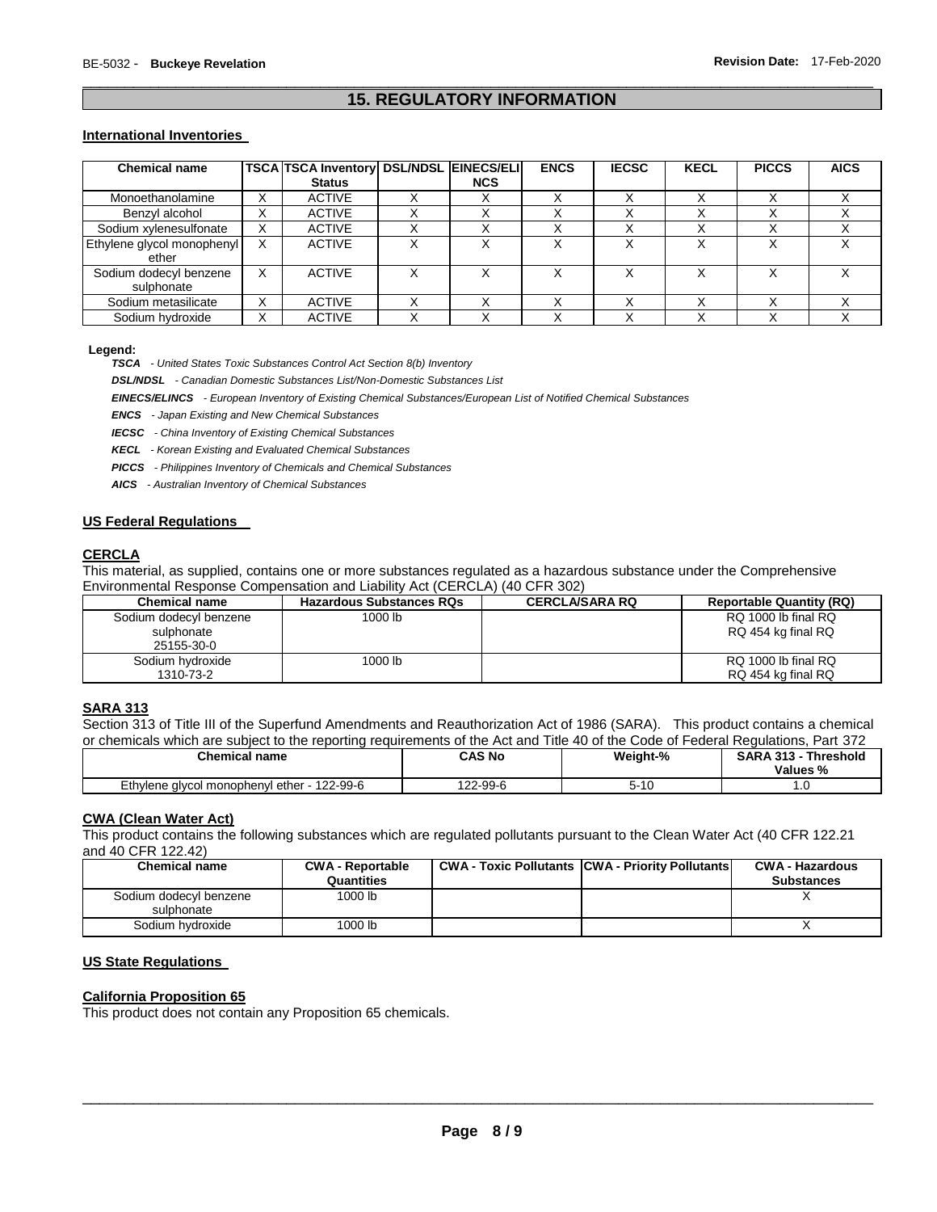## 15. REGULATORY INFORMATION

### International Inventories

| Chemical name | TSCA | TSCA Inventory Status | DSL/NDSL | EINECS/ELINCS | ENCS | IECSC | KECL | PICCS | AICS |
|---|---|---|---|---|---|---|---|---|---|
| Monoethanolamine | X | ACTIVE | X | X | X | X | X | X | X |
| Benzyl alcohol | X | ACTIVE | X | X | X | X | X | X | X |
| Sodium xylenesulfonate | X | ACTIVE | X | X | X | X | X | X | X |
| Ethylene glycol monophenyl ether | X | ACTIVE | X | X | X | X | X | X | X |
| Sodium dodecyl benzene sulphonate | X | ACTIVE | X | X | X | X | X | X | X |
| Sodium metasilicate | X | ACTIVE | X | X | X | X | X | X | X |
| Sodium hydroxide | X | ACTIVE | X | X | X | X | X | X | X |

**Legend:**

***TSCA*** *- United States Toxic Substances Control Act Section 8(b) Inventory*

***DSL/NDSL*** *- Canadian Domestic Substances List/Non-Domestic Substances List*

***EINECS/ELINCS*** *- European Inventory of Existing Chemical Substances/European List of Notified Chemical Substances*

***ENCS*** *- Japan Existing and New Chemical Substances*

***IECSC*** *- China Inventory of Existing Chemical Substances*

***KECL*** *- Korean Existing and Evaluated Chemical Substances*

***PICCS*** *- Philippines Inventory of Chemicals and Chemical Substances*

***AICS*** *- Australian Inventory of Chemical Substances*

### US Federal Regulations

#### CERCLA

This material, as supplied, contains one or more substances regulated as a hazardous substance under the Comprehensive Environmental Response Compensation and Liability Act (CERCLA) (40 CFR 302)

| Chemical name | Hazardous Substances RQs | CERCLA/SARA RQ | Reportable Quantity (RQ) |
|---|---|---|---|
| Sodium dodecyl benzene sulphonate 25155-30-0 | 1000 lb | | RQ 1000 lb final RQ<br>RQ 454 kg final RQ |
| Sodium hydroxide 1310-73-2 | 1000 lb | | RQ 1000 lb final RQ<br>RQ 454 kg final RQ |

#### SARA 313

Section 313 of Title III of the Superfund Amendments and Reauthorization Act of 1986 (SARA). This product contains a chemical or chemicals which are subject to the reporting requirements of the Act and Title 40 of the Code of Federal Regulations, Part 372

| Chemical name | CAS No | Weight-% | SARA 313 - Threshold Values % |
|---|---|---|---|
| Ethylene glycol monophenyl ether - 122-99-6 | 122-99-6 | 5-10 | 1.0 |

#### CWA (Clean Water Act)

This product contains the following substances which are regulated pollutants pursuant to the Clean Water Act (40 CFR 122.21 and 40 CFR 122.42)

| Chemical name | CWA - Reportable Quantities | CWA - Toxic Pollutants | CWA - Priority Pollutants | CWA - Hazardous Substances |
|---|---|---|---|---|
| Sodium dodecyl benzene sulphonate | 1000 lb | | | X |
| Sodium hydroxide | 1000 lb | | | X |

### US State Regulations

#### California Proposition 65

This product does not contain any Proposition 65 chemicals.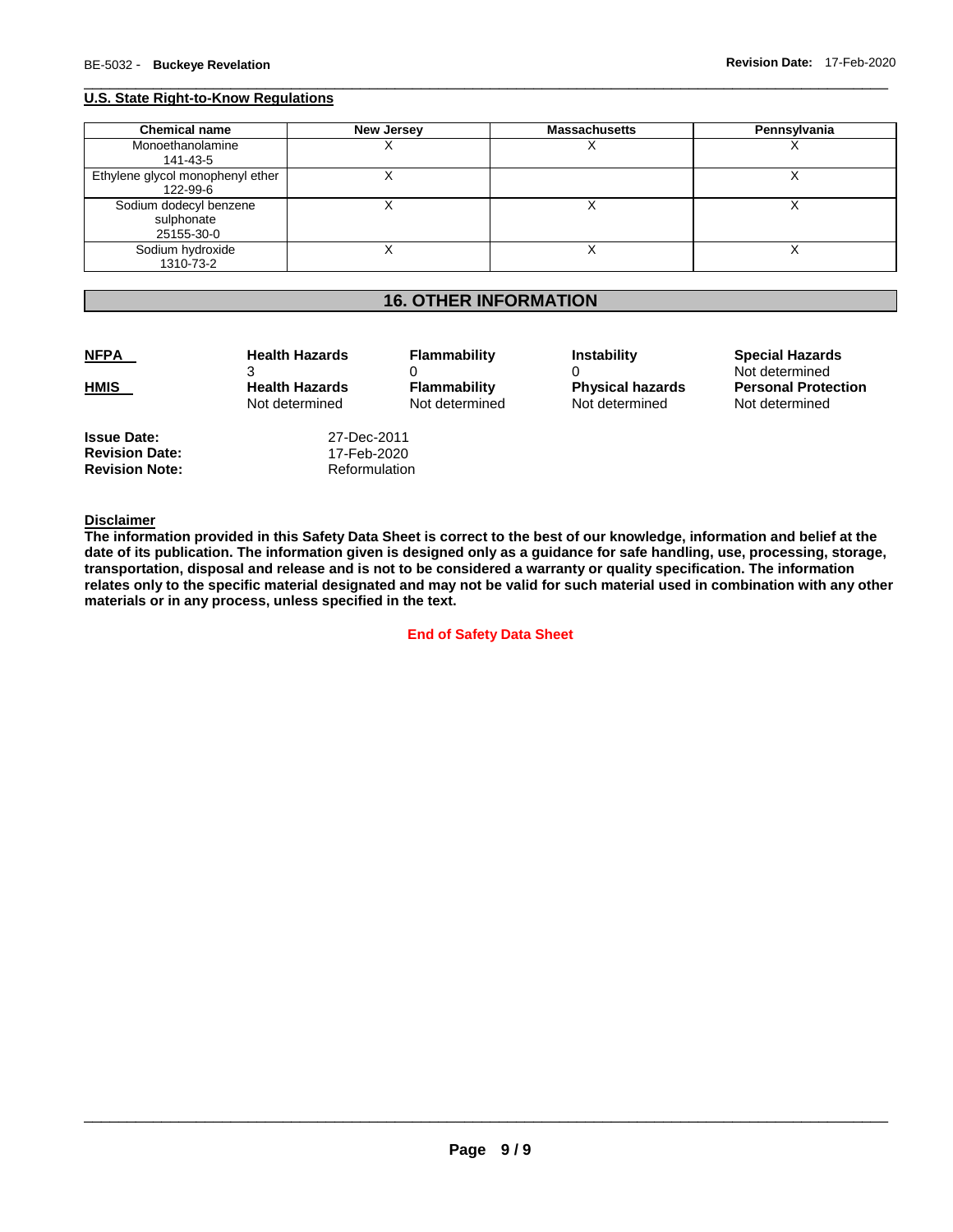### U.S. State Right-to-Know Regulations

| Chemical name | New Jersey | Massachusetts | Pennsylvania |
|---|---|---|---|
| Monoethanolamine 141-43-5 | X | X | X |
| Ethylene glycol monophenyl ether 122-99-6 | X | | X |
| Sodium dodecyl benzene sulphonate 25155-30-0 | X | X | X |
| Sodium hydroxide 1310-73-2 | X | X | X |

## 16. OTHER INFORMATION

| | | | | |
|---|---|---|---|---|
| **NFPA** | **Health Hazards** 3 | **Flammability** 0 | **Instability** 0 | **Special Hazards** Not determined |
| **HMIS** | **Health Hazards** Not determined | **Flammability** Not determined | **Physical hazards** Not determined | **Personal Protection** Not determined |

**Issue Date:** 27-Dec-2011
**Revision Date:** 17-Feb-2020
**Revision Note:** Reformulation

**Disclaimer**

**The information provided in this Safety Data Sheet is correct to the best of our knowledge, information and belief at the date of its publication. The information given is designed only as a guidance for safe handling, use, processing, storage, transportation, disposal and release and is not to be considered a warranty or quality specification. The information relates only to the specific material designated and may not be valid for such material used in combination with any other materials or in any process, unless specified in the text.**

**End of Safety Data Sheet**